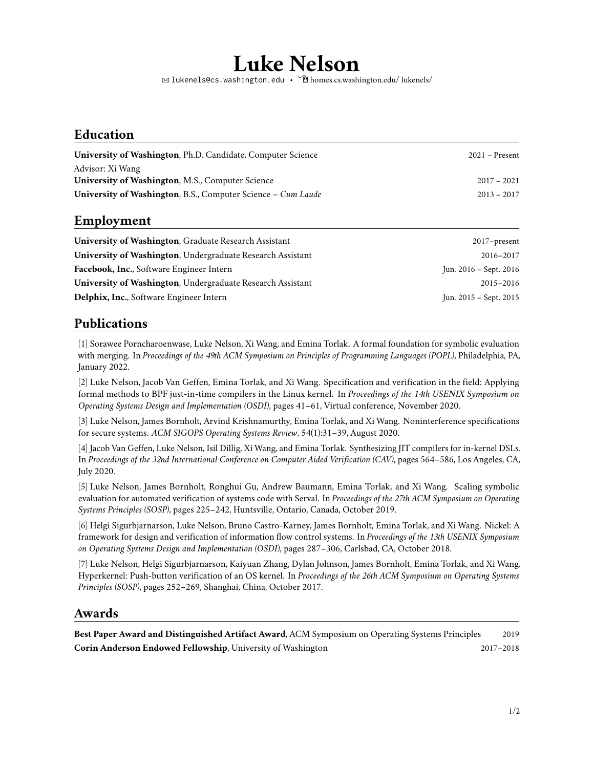# Luke Nelson

✉ lukenels@cs.washington.edu • homes.cs.washington.edu/ lukenels/

## Education

**University of Washington**, Ph.D. Candidate, Computer Science — 2021 – Present
Advisor: Xi Wang

**University of Washington**, M.S., Computer Science — 2017 – 2021

**University of Washington**, B.S., Computer Science – *Cum Laude* — 2013 – 2017

## Employment

**University of Washington**, Graduate Research Assistant — 2017–present

**University of Washington**, Undergraduate Research Assistant — 2016–2017

**Facebook, Inc.**, Software Engineer Intern — Jun. 2016 – Sept. 2016

**University of Washington**, Undergraduate Research Assistant — 2015–2016

**Delphix, Inc.**, Software Engineer Intern — Jun. 2015 – Sept. 2015

## Publications

[1] Sorawee Porncharoenwase, Luke Nelson, Xi Wang, and Emina Torlak. A formal foundation for symbolic evaluation with merging. In *Proceedings of the 49th ACM Symposium on Principles of Programming Languages (POPL)*, Philadelphia, PA, January 2022.

[2] Luke Nelson, Jacob Van Geffen, Emina Torlak, and Xi Wang. Specification and verification in the field: Applying formal methods to BPF just-in-time compilers in the Linux kernel. In *Proceedings of the 14th USENIX Symposium on Operating Systems Design and Implementation (OSDI)*, pages 41–61, Virtual conference, November 2020.

[3] Luke Nelson, James Bornholt, Arvind Krishnamurthy, Emina Torlak, and Xi Wang. Noninterference specifications for secure systems. *ACM SIGOPS Operating Systems Review*, 54(1):31–39, August 2020.

[4] Jacob Van Geffen, Luke Nelson, Isil Dillig, Xi Wang, and Emina Torlak. Synthesizing JIT compilers for in-kernel DSLs. In *Proceedings of the 32nd International Conference on Computer Aided Verification (CAV)*, pages 564–586, Los Angeles, CA, July 2020.

[5] Luke Nelson, James Bornholt, Ronghui Gu, Andrew Baumann, Emina Torlak, and Xi Wang. Scaling symbolic evaluation for automated verification of systems code with Serval. In *Proceedings of the 27th ACM Symposium on Operating Systems Principles (SOSP)*, pages 225–242, Huntsville, Ontario, Canada, October 2019.

[6] Helgi Sigurbjarnarson, Luke Nelson, Bruno Castro-Karney, James Bornholt, Emina Torlak, and Xi Wang. Nickel: A framework for design and verification of information flow control systems. In *Proceedings of the 13th USENIX Symposium on Operating Systems Design and Implementation (OSDI)*, pages 287–306, Carlsbad, CA, October 2018.

[7] Luke Nelson, Helgi Sigurbjarnarson, Kaiyuan Zhang, Dylan Johnson, James Bornholt, Emina Torlak, and Xi Wang. Hyperkernel: Push-button verification of an OS kernel. In *Proceedings of the 26th ACM Symposium on Operating Systems Principles (SOSP)*, pages 252–269, Shanghai, China, October 2017.

## Awards

**Best Paper Award and Distinguished Artifact Award**, ACM Symposium on Operating Systems Principles — 2019

**Corin Anderson Endowed Fellowship**, University of Washington — 2017–2018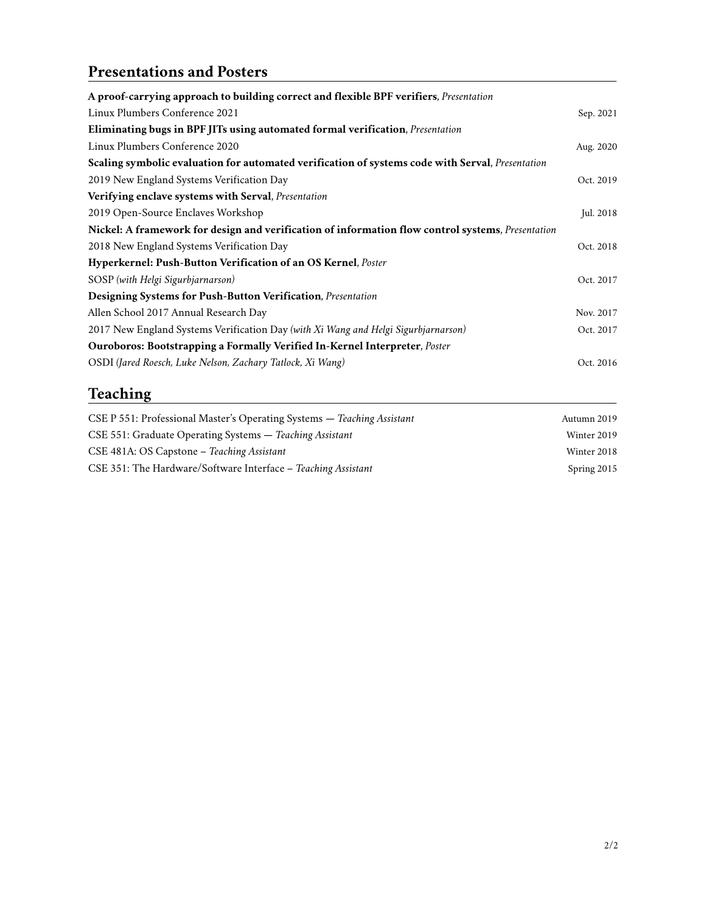## Presentations and Posters

**A proof-carrying approach to building correct and flexible BPF verifiers**, *Presentation*
Linux Plumbers Conference 2021 — Sep. 2021

**Eliminating bugs in BPF JITs using automated formal verification**, *Presentation*
Linux Plumbers Conference 2020 — Aug. 2020

**Scaling symbolic evaluation for automated verification of systems code with Serval**, *Presentation*
2019 New England Systems Verification Day — Oct. 2019

**Verifying enclave systems with Serval**, *Presentation*
2019 Open-Source Enclaves Workshop — Jul. 2018

**Nickel: A framework for design and verification of information flow control systems**, *Presentation*
2018 New England Systems Verification Day — Oct. 2018

**Hyperkernel: Push-Button Verification of an OS Kernel**, *Poster*
SOSP *(with Helgi Sigurbjarnarson)* — Oct. 2017

**Designing Systems for Push-Button Verification**, *Presentation*
Allen School 2017 Annual Research Day — Nov. 2017
2017 New England Systems Verification Day *(with Xi Wang and Helgi Sigurbjarnarson)* — Oct. 2017

**Ouroboros: Bootstrapping a Formally Verified In-Kernel Interpreter**, *Poster*
OSDI *(Jared Roesch, Luke Nelson, Zachary Tatlock, Xi Wang)* — Oct. 2016

## Teaching

| | |
|---|---|
| CSE P 551: Professional Master's Operating Systems — *Teaching Assistant* | Autumn 2019 |
| CSE 551: Graduate Operating Systems — *Teaching Assistant* | Winter 2019 |
| CSE 481A: OS Capstone – *Teaching Assistant* | Winter 2018 |
| CSE 351: The Hardware/Software Interface – *Teaching Assistant* | Spring 2015 |